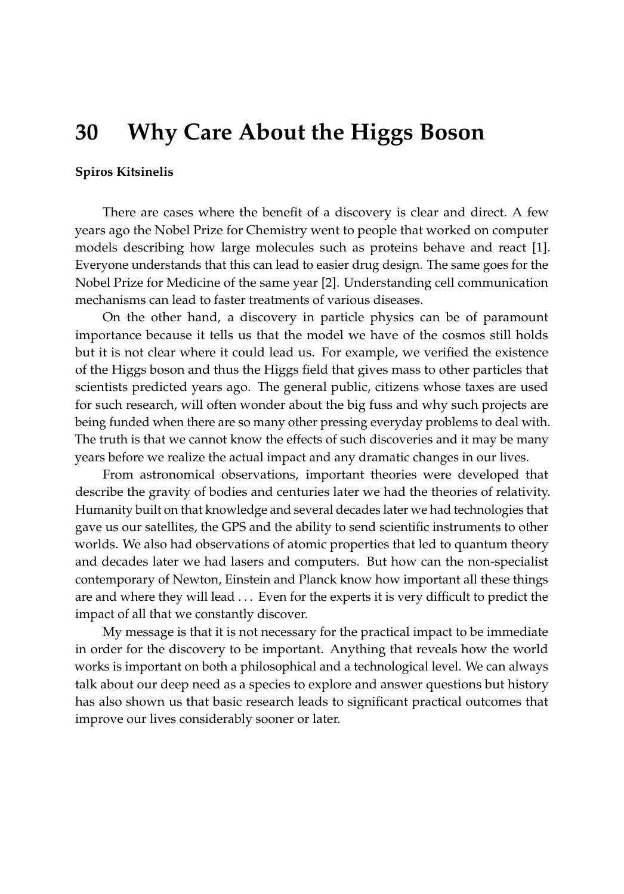# 30 Why Care About the Higgs Boson

**Spiros Kitsinelis**

There are cases where the benefit of a discovery is clear and direct. A few years ago the Nobel Prize for Chemistry went to people that worked on computer models describing how large molecules such as proteins behave and react [1]. Everyone understands that this can lead to easier drug design. The same goes for the Nobel Prize for Medicine of the same year [2]. Understanding cell communication mechanisms can lead to faster treatments of various diseases.

On the other hand, a discovery in particle physics can be of paramount importance because it tells us that the model we have of the cosmos still holds but it is not clear where it could lead us. For example, we verified the existence of the Higgs boson and thus the Higgs field that gives mass to other particles that scientists predicted years ago. The general public, citizens whose taxes are used for such research, will often wonder about the big fuss and why such projects are being funded when there are so many other pressing everyday problems to deal with. The truth is that we cannot know the effects of such discoveries and it may be many years before we realize the actual impact and any dramatic changes in our lives.

From astronomical observations, important theories were developed that describe the gravity of bodies and centuries later we had the theories of relativity. Humanity built on that knowledge and several decades later we had technologies that gave us our satellites, the GPS and the ability to send scientific instruments to other worlds. We also had observations of atomic properties that led to quantum theory and decades later we had lasers and computers. But how can the non-specialist contemporary of Newton, Einstein and Planck know how important all these things are and where they will lead . . . Even for the experts it is very difficult to predict the impact of all that we constantly discover.

My message is that it is not necessary for the practical impact to be immediate in order for the discovery to be important. Anything that reveals how the world works is important on both a philosophical and a technological level. We can always talk about our deep need as a species to explore and answer questions but history has also shown us that basic research leads to significant practical outcomes that improve our lives considerably sooner or later.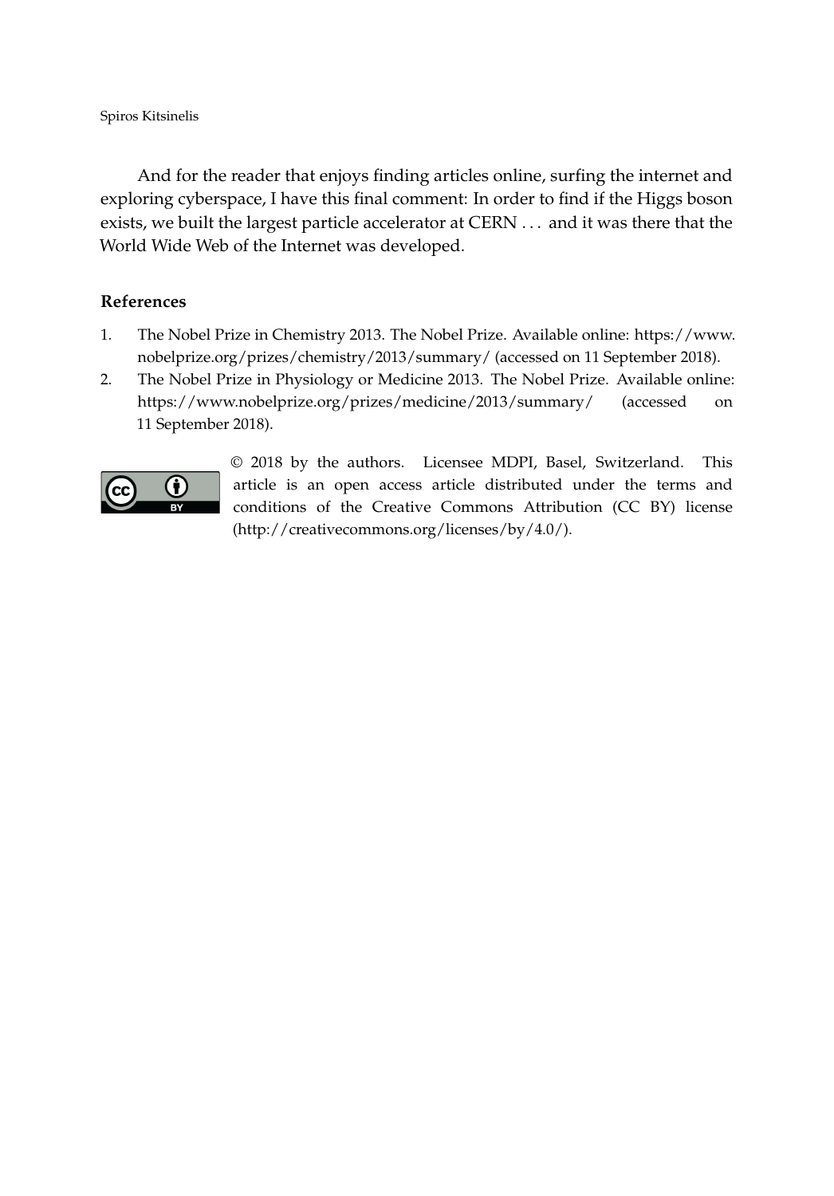And for the reader that enjoys finding articles online, surfing the internet and exploring cyberspace, I have this final comment: In order to find if the Higgs boson exists, we built the largest particle accelerator at CERN . . . and it was there that the World Wide Web of the Internet was developed.

## References

1. The Nobel Prize in Chemistry 2013. The Nobel Prize. Available online: https://www.nobelprize.org/prizes/chemistry/2013/summary/ (accessed on 11 September 2018).
2. The Nobel Prize in Physiology or Medicine 2013. The Nobel Prize. Available online: https://www.nobelprize.org/prizes/medicine/2013/summary/ (accessed on 11 September 2018).

© 2018 by the authors. Licensee MDPI, Basel, Switzerland. This article is an open access article distributed under the terms and conditions of the Creative Commons Attribution (CC BY) license (http://creativecommons.org/licenses/by/4.0/).